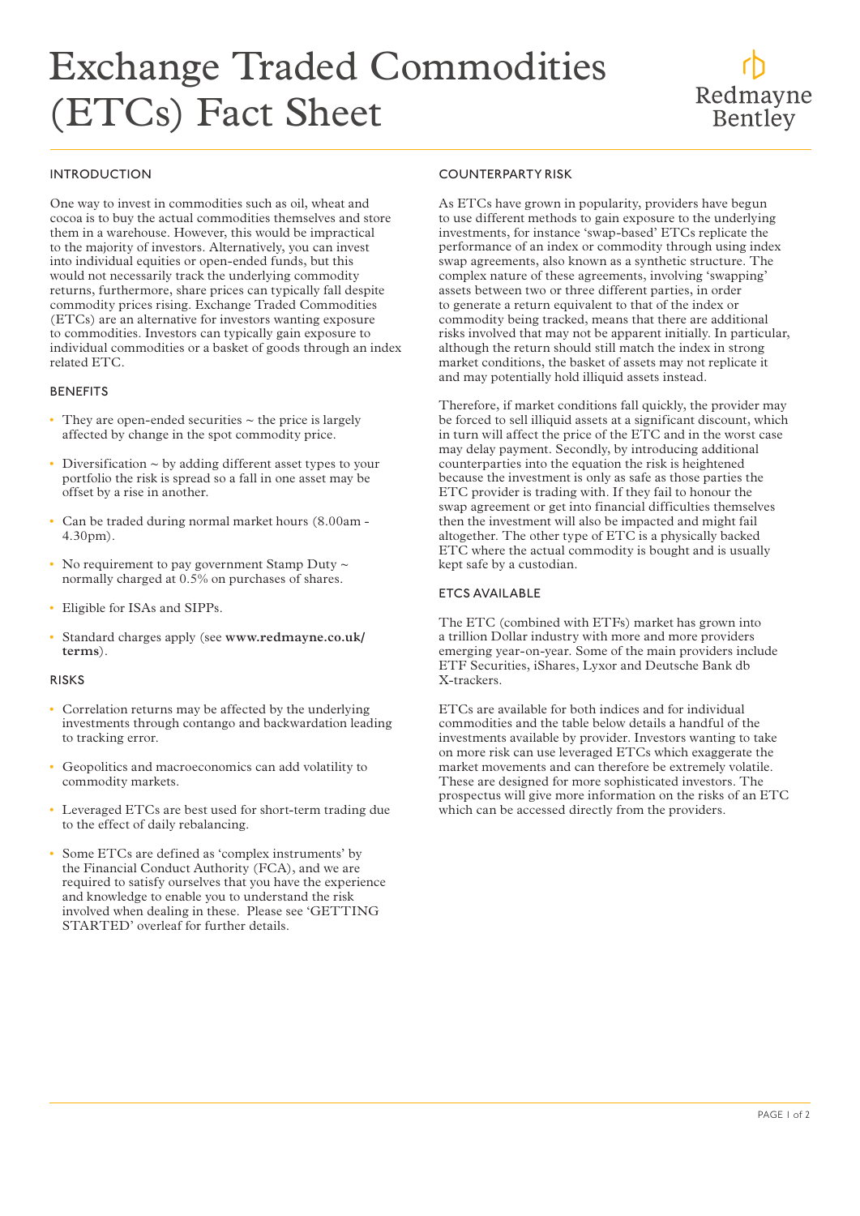# Exchange Traded Commodities (ETCs) Fact Sheet

Redmayne Bentley

## INTRODUCTION

One way to invest in commodities such as oil, wheat and cocoa is to buy the actual commodities themselves and store them in a warehouse. However, this would be impractical to the majority of investors. Alternatively, you can invest into individual equities or open-ended funds, but this would not necessarily track the underlying commodity returns, furthermore, share prices can typically fall despite commodity prices rising. Exchange Traded Commodities (ETCs) are an alternative for investors wanting exposure to commodities. Investors can typically gain exposure to individual commodities or a basket of goods through an index related ETC.

## BENEFITS

- They are open-ended securities ~ the price is largely affected by change in the spot commodity price.
- Diversification ~ by adding different asset types to your portfolio the risk is spread so a fall in one asset may be offset by a rise in another.
- Can be traded during normal market hours (8.00am - 4.30pm).
- No requirement to pay government Stamp Duty ~ normally charged at 0.5% on purchases of shares.
- Eligible for ISAs and SIPPs.
- Standard charges apply (see **www.redmayne.co.uk/terms**).

## RISKS

- Correlation returns may be affected by the underlying investments through contango and backwardation leading to tracking error.
- Geopolitics and macroeconomics can add volatility to commodity markets.
- Leveraged ETCs are best used for short-term trading due to the effect of daily rebalancing.
- Some ETCs are defined as 'complex instruments' by the Financial Conduct Authority (FCA), and we are required to satisfy ourselves that you have the experience and knowledge to enable you to understand the risk involved when dealing in these. Please see 'GETTING STARTED' overleaf for further details.

## COUNTERPARTY RISK

As ETCs have grown in popularity, providers have begun to use different methods to gain exposure to the underlying investments, for instance 'swap-based' ETCs replicate the performance of an index or commodity through using index swap agreements, also known as a synthetic structure. The complex nature of these agreements, involving 'swapping' assets between two or three different parties, in order to generate a return equivalent to that of the index or commodity being tracked, means that there are additional risks involved that may not be apparent initially. In particular, although the return should still match the index in strong market conditions, the basket of assets may not replicate it and may potentially hold illiquid assets instead.

Therefore, if market conditions fall quickly, the provider may be forced to sell illiquid assets at a significant discount, which in turn will affect the price of the ETC and in the worst case may delay payment. Secondly, by introducing additional counterparties into the equation the risk is heightened because the investment is only as safe as those parties the ETC provider is trading with. If they fail to honour the swap agreement or get into financial difficulties themselves then the investment will also be impacted and might fail altogether. The other type of ETC is a physically backed ETC where the actual commodity is bought and is usually kept safe by a custodian.

## ETCS AVAILABLE

The ETC (combined with ETFs) market has grown into a trillion Dollar industry with more and more providers emerging year-on-year. Some of the main providers include ETF Securities, iShares, Lyxor and Deutsche Bank db X-trackers.

ETCs are available for both indices and for individual commodities and the table below details a handful of the investments available by provider. Investors wanting to take on more risk can use leveraged ETCs which exaggerate the market movements and can therefore be extremely volatile. These are designed for more sophisticated investors. The prospectus will give more information on the risks of an ETC which can be accessed directly from the providers.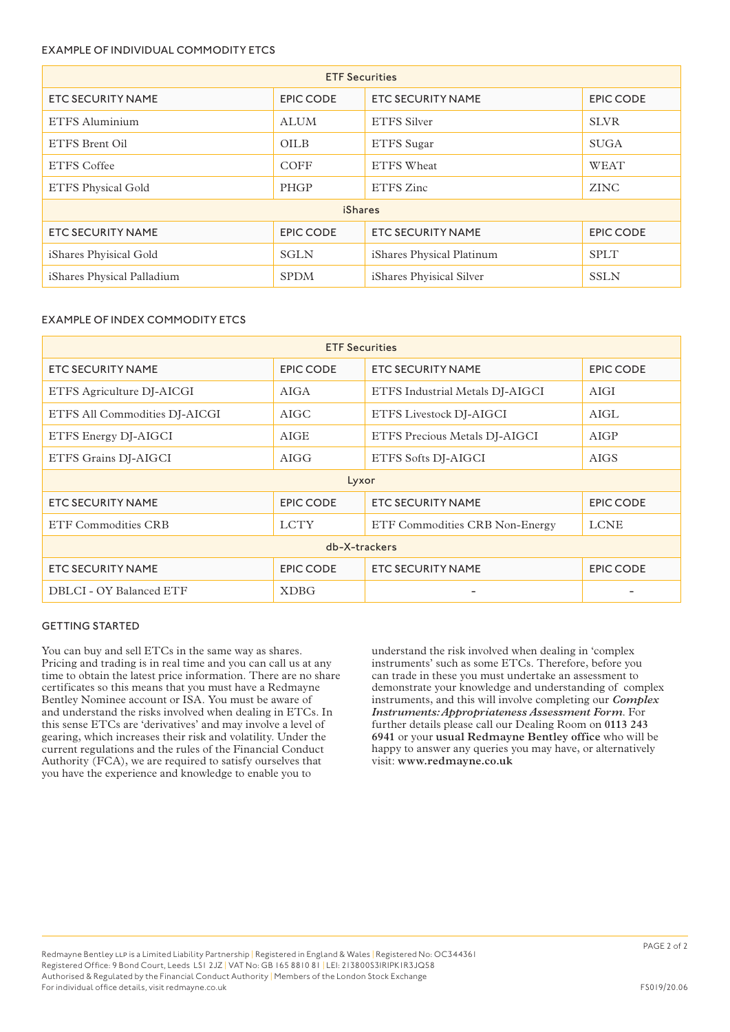## EXAMPLE OF INDIVIDUAL COMMODITY ETCS

| ETF Securities | | | |
|---|---|---|---|
| ETC SECURITY NAME | EPIC CODE | ETC SECURITY NAME | EPIC CODE |
| ETFS Aluminium | ALUM | ETFS Silver | SLVR |
| ETFS Brent Oil | OILB | ETFS Sugar | SUGA |
| ETFS Coffee | COFF | ETFS Wheat | WEAT |
| ETFS Physical Gold | PHGP | ETFS Zinc | ZINC |
| **iShares** | | | |
| ETC SECURITY NAME | EPIC CODE | ETC SECURITY NAME | EPIC CODE |
| iShares Phyisical Gold | SGLN | iShares Physical Platinum | SPLT |
| iShares Physical Palladium | SPDM | iShares Phyisical Silver | SSLN |

## EXAMPLE OF INDEX COMMODITY ETCS

| ETF Securities | | | |
|---|---|---|---|
| ETC SECURITY NAME | EPIC CODE | ETC SECURITY NAME | EPIC CODE |
| ETFS Agriculture DJ-AICGI | AIGA | ETFS Industrial Metals DJ-AIGCI | AIGI |
| ETFS All Commodities DJ-AICGI | AIGC | ETFS Livestock DJ-AIGCI | AIGL |
| ETFS Energy DJ-AIGCI | AIGE | ETFS Precious Metals DJ-AIGCI | AIGP |
| ETFS Grains DJ-AIGCI | AIGG | ETFS Softs DJ-AIGCI | AIGS |
| **Lyxor** | | | |
| ETC SECURITY NAME | EPIC CODE | ETC SECURITY NAME | EPIC CODE |
| ETF Commodities CRB | LCTY | ETF Commodities CRB Non-Energy | LCNE |
| **db-X-trackers** | | | |
| ETC SECURITY NAME | EPIC CODE | ETC SECURITY NAME | EPIC CODE |
| DBLCI - OY Balanced ETF | XDBG | - | - |

## GETTING STARTED

You can buy and sell ETCs in the same way as shares. Pricing and trading is in real time and you can call us at any time to obtain the latest price information. There are no share certificates so this means that you must have a Redmayne Bentley Nominee account or ISA. You must be aware of and understand the risks involved when dealing in ETCs. In this sense ETCs are 'derivatives' and may involve a level of gearing, which increases their risk and volatility. Under the current regulations and the rules of the Financial Conduct Authority (FCA), we are required to satisfy ourselves that you have the experience and knowledge to enable you to understand the risk involved when dealing in 'complex instruments' such as some ETCs. Therefore, before you can trade in these you must undertake an assessment to demonstrate your knowledge and understanding of complex instruments, and this will involve completing our ***Complex Instruments: Appropriateness Assessment Form***. For further details please call our Dealing Room on **0113 243 6941** or your **usual Redmayne Bentley office** who will be happy to answer any queries you may have, or alternatively visit: **www.redmayne.co.uk**

Redmayne Bentley LLP is a Limited Liability Partnership | Registered in England & Wales | Registered No: OC344361
Registered Office: 9 Bond Court, Leeds LS1 2JZ | VAT No: GB 165 8810 81 | LEI: 213800S3IRIPK1R3JQ58
Authorised & Regulated by the Financial Conduct Authority | Members of the London Stock Exchange
For individual office details, visit redmayne.co.uk

FS019/20.06